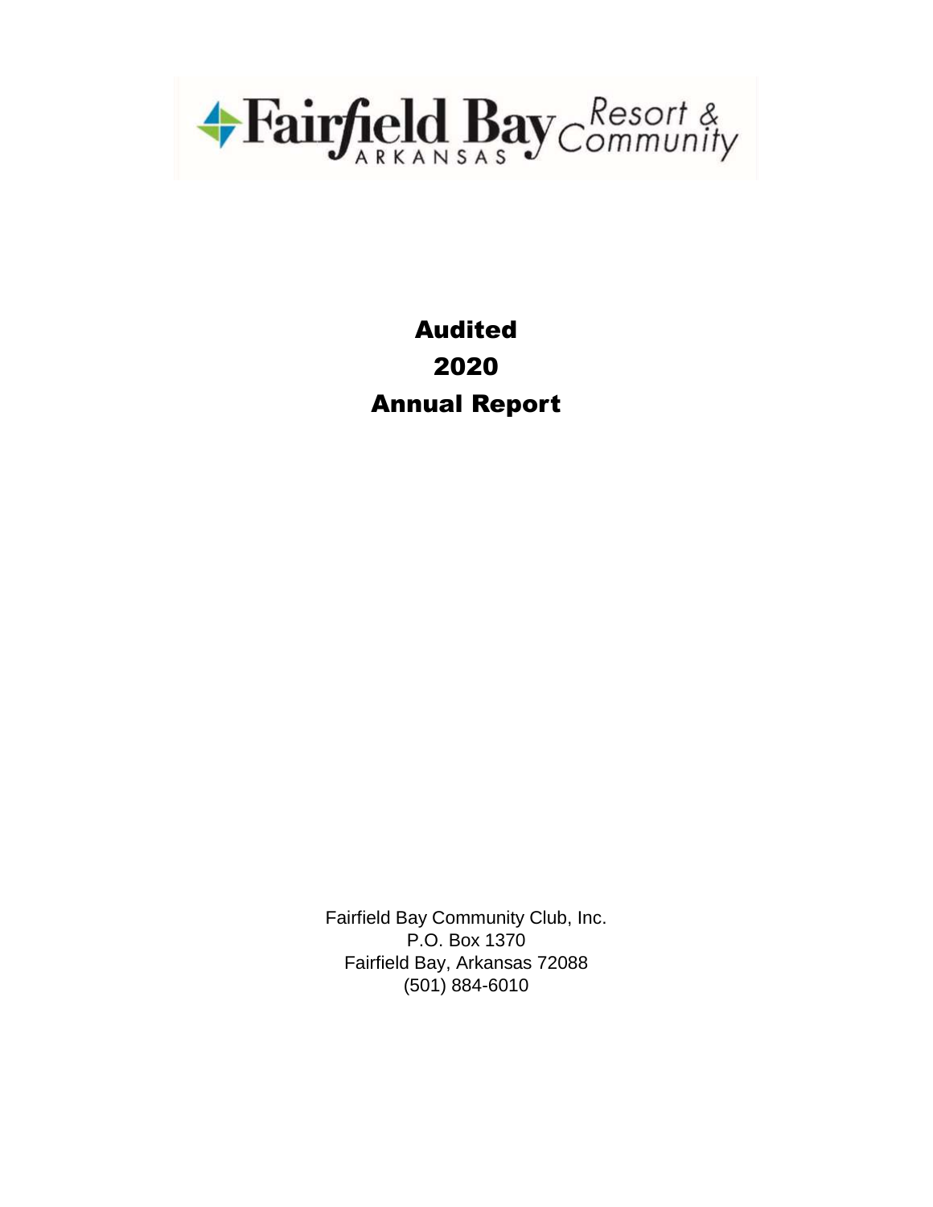Fairfield Bay ARKANSAS Resort & Community

# Audited
# 2020
# Annual Report

Fairfield Bay Community Club, Inc.
P.O. Box 1370
Fairfield Bay, Arkansas 72088
(501) 884-6010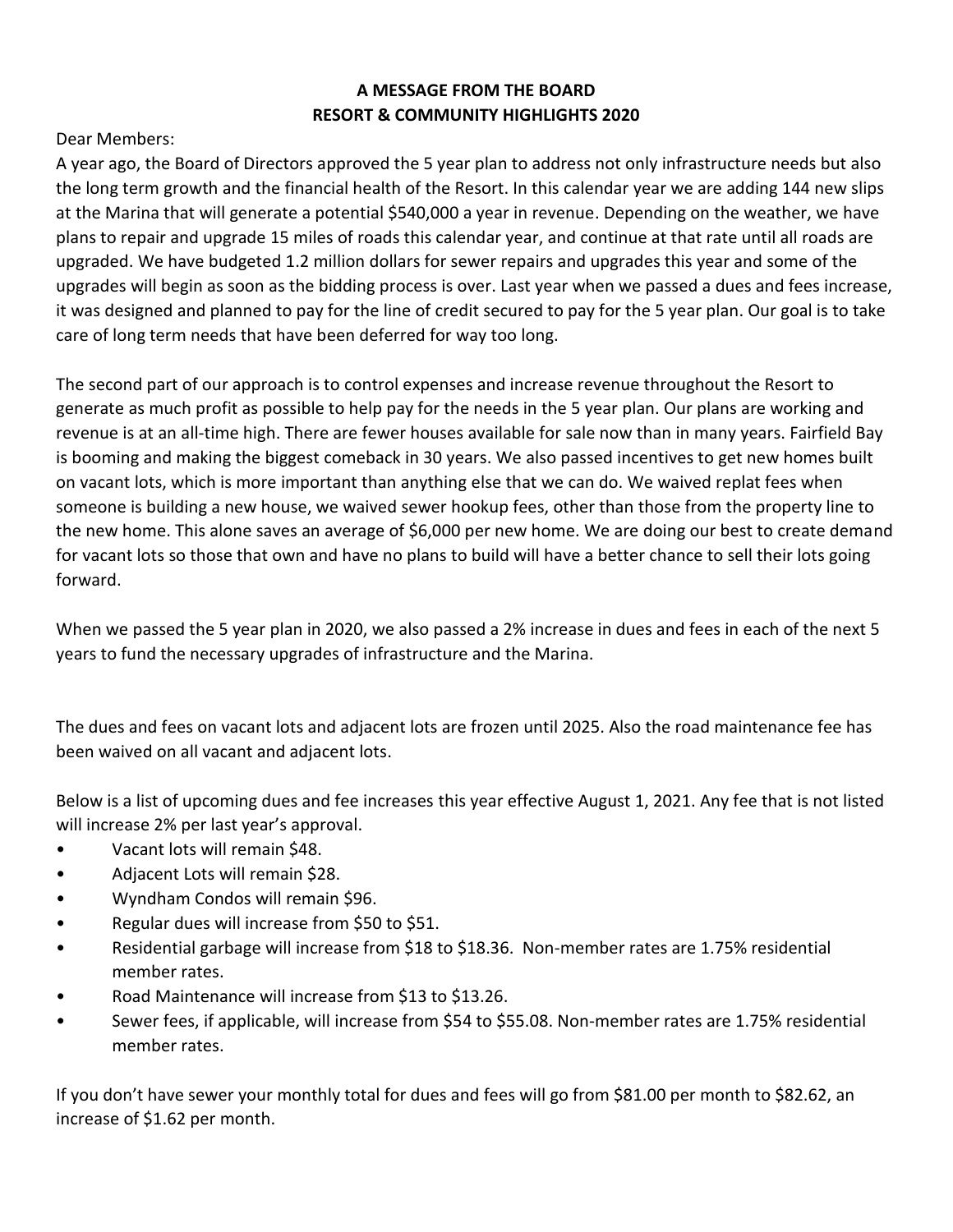**A MESSAGE FROM THE BOARD**
**RESORT & COMMUNITY HIGHLIGHTS 2020**

Dear Members:

A year ago, the Board of Directors approved the 5 year plan to address not only infrastructure needs but also the long term growth and the financial health of the Resort. In this calendar year we are adding 144 new slips at the Marina that will generate a potential $540,000 a year in revenue. Depending on the weather, we have plans to repair and upgrade 15 miles of roads this calendar year, and continue at that rate until all roads are upgraded. We have budgeted 1.2 million dollars for sewer repairs and upgrades this year and some of the upgrades will begin as soon as the bidding process is over. Last year when we passed a dues and fees increase, it was designed and planned to pay for the line of credit secured to pay for the 5 year plan. Our goal is to take care of long term needs that have been deferred for way too long.

The second part of our approach is to control expenses and increase revenue throughout the Resort to generate as much profit as possible to help pay for the needs in the 5 year plan. Our plans are working and revenue is at an all-time high. There are fewer houses available for sale now than in many years. Fairfield Bay is booming and making the biggest comeback in 30 years. We also passed incentives to get new homes built on vacant lots, which is more important than anything else that we can do. We waived replat fees when someone is building a new house, we waived sewer hookup fees, other than those from the property line to the new home. This alone saves an average of $6,000 per new home. We are doing our best to create demand for vacant lots so those that own and have no plans to build will have a better chance to sell their lots going forward.

When we passed the 5 year plan in 2020, we also passed a 2% increase in dues and fees in each of the next 5 years to fund the necessary upgrades of infrastructure and the Marina.

The dues and fees on vacant lots and adjacent lots are frozen until 2025. Also the road maintenance fee has been waived on all vacant and adjacent lots.

Below is a list of upcoming dues and fee increases this year effective August 1, 2021. Any fee that is not listed will increase 2% per last year's approval.

- Vacant lots will remain $48.
- Adjacent Lots will remain $28.
- Wyndham Condos will remain $96.
- Regular dues will increase from $50 to $51.
- Residential garbage will increase from $18 to $18.36. Non-member rates are 1.75% residential member rates.
- Road Maintenance will increase from $13 to $13.26.
- Sewer fees, if applicable, will increase from $54 to $55.08. Non-member rates are 1.75% residential member rates.

If you don't have sewer your monthly total for dues and fees will go from $81.00 per month to $82.62, an increase of $1.62 per month.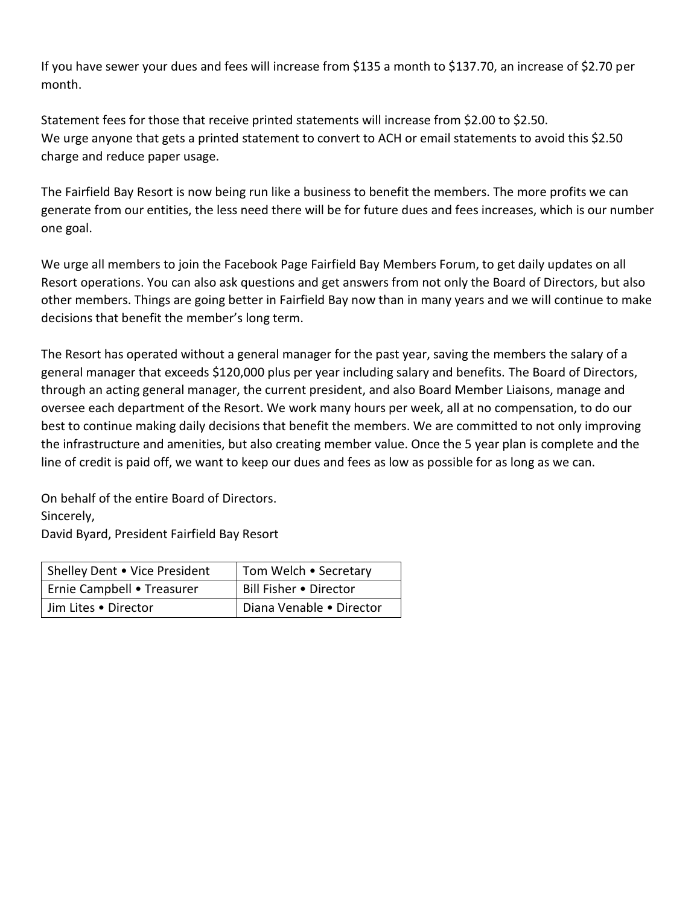If you have sewer your dues and fees will increase from $135 a month to $137.70, an increase of $2.70 per month.

Statement fees for those that receive printed statements will increase from $2.00 to $2.50.
We urge anyone that gets a printed statement to convert to ACH or email statements to avoid this $2.50 charge and reduce paper usage.

The Fairfield Bay Resort is now being run like a business to benefit the members. The more profits we can generate from our entities, the less need there will be for future dues and fees increases, which is our number one goal.

We urge all members to join the Facebook Page Fairfield Bay Members Forum, to get daily updates on all Resort operations. You can also ask questions and get answers from not only the Board of Directors, but also other members. Things are going better in Fairfield Bay now than in many years and we will continue to make decisions that benefit the member's long term.

The Resort has operated without a general manager for the past year, saving the members the salary of a general manager that exceeds $120,000 plus per year including salary and benefits. The Board of Directors, through an acting general manager, the current president, and also Board Member Liaisons, manage and oversee each department of the Resort. We work many hours per week, all at no compensation, to do our best to continue making daily decisions that benefit the members. We are committed to not only improving the infrastructure and amenities, but also creating member value. Once the 5 year plan is complete and the line of credit is paid off, we want to keep our dues and fees as low as possible for as long as we can.

On behalf of the entire Board of Directors.
Sincerely,
David Byard, President Fairfield Bay Resort

| Shelley Dent • Vice President | Tom Welch • Secretary |
|---|---|
| Ernie Campbell • Treasurer | Bill Fisher • Director |
| Jim Lites • Director | Diana Venable • Director |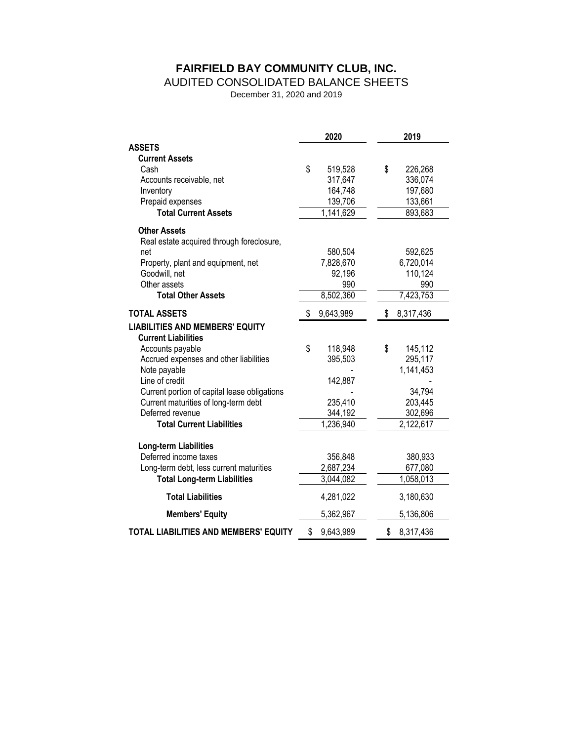# FAIRFIELD BAY COMMUNITY CLUB, INC.

## AUDITED CONSOLIDATED BALANCE SHEETS

December 31, 2020 and 2019

| | 2020 | 2019 |
|---|---|---|
| **ASSETS** | | |
| **Current Assets** | | |
| Cash | $ 519,528 | $ 226,268 |
| Accounts receivable, net | 317,647 | 336,074 |
| Inventory | 164,748 | 197,680 |
| Prepaid expenses | 139,706 | 133,661 |
| **Total Current Assets** | 1,141,629 | 893,683 |
| **Other Assets** | | |
| Real estate acquired through foreclosure, net | 580,504 | 592,625 |
| Property, plant and equipment, net | 7,828,670 | 6,720,014 |
| Goodwill, net | 92,196 | 110,124 |
| Other assets | 990 | 990 |
| **Total Other Assets** | 8,502,360 | 7,423,753 |
| **TOTAL ASSETS** | $ 9,643,989 | $ 8,317,436 |
| **LIABILITIES AND MEMBERS' EQUITY** | | |
| **Current Liabilities** | | |
| Accounts payable | $ 118,948 | $ 145,112 |
| Accrued expenses and other liabilities | 395,503 | 295,117 |
| Note payable | - | 1,141,453 |
| Line of credit | 142,887 | - |
| Current portion of capital lease obligations | - | 34,794 |
| Current maturities of long-term debt | 235,410 | 203,445 |
| Deferred revenue | 344,192 | 302,696 |
| **Total Current Liabilities** | 1,236,940 | 2,122,617 |
| **Long-term Liabilities** | | |
| Deferred income taxes | 356,848 | 380,933 |
| Long-term debt, less current maturities | 2,687,234 | 677,080 |
| **Total Long-term Liabilities** | 3,044,082 | 1,058,013 |
| **Total Liabilities** | 4,281,022 | 3,180,630 |
| **Members' Equity** | 5,362,967 | 5,136,806 |
| **TOTAL LIABILITIES AND MEMBERS' EQUITY** | $ 9,643,989 | $ 8,317,436 |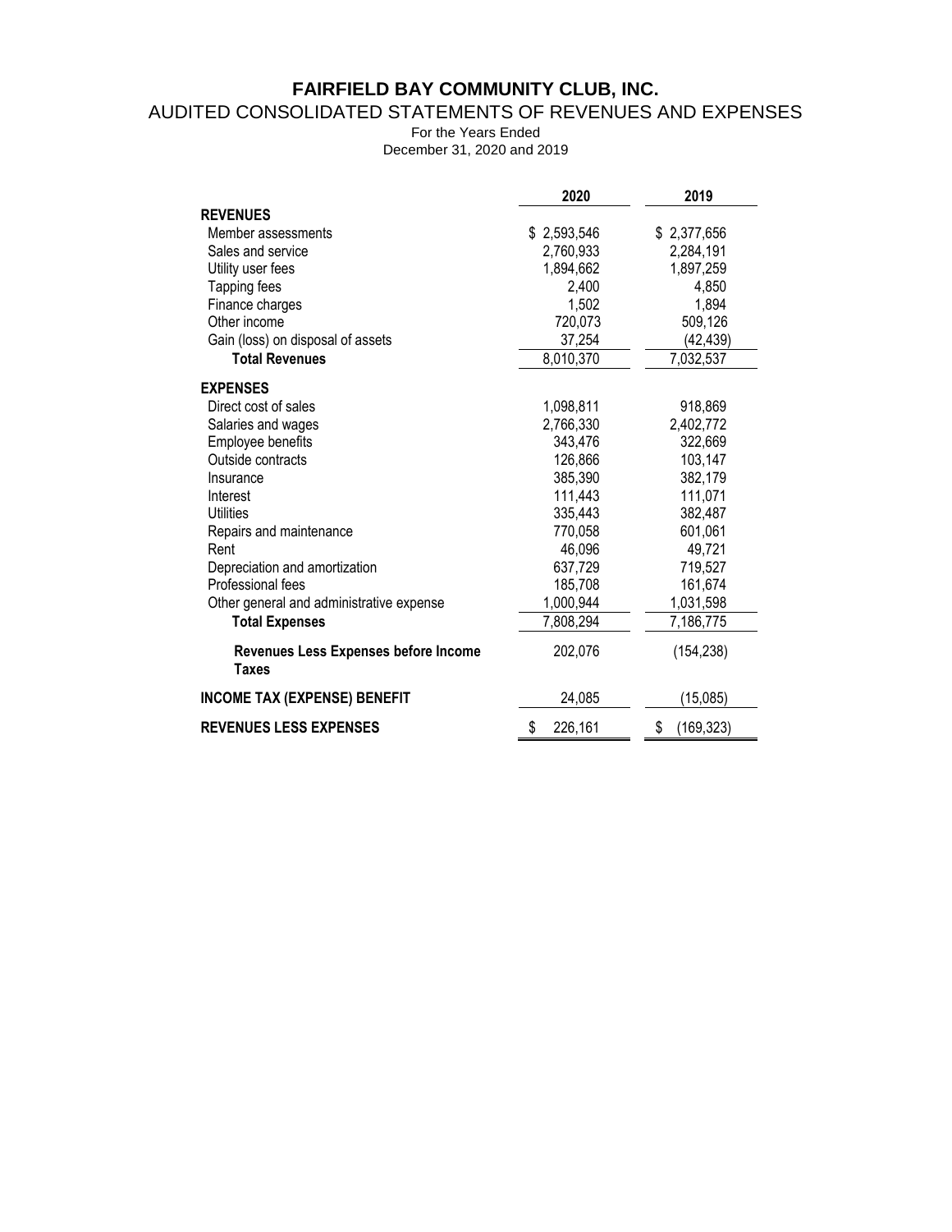# FAIRFIELD BAY COMMUNITY CLUB, INC.

## AUDITED CONSOLIDATED STATEMENTS OF REVENUES AND EXPENSES

For the Years Ended
December 31, 2020 and 2019

| | 2020 | 2019 |
|---|---|---|
| **REVENUES** | | |
| Member assessments | $ 2,593,546 | $ 2,377,656 |
| Sales and service | 2,760,933 | 2,284,191 |
| Utility user fees | 1,894,662 | 1,897,259 |
| Tapping fees | 2,400 | 4,850 |
| Finance charges | 1,502 | 1,894 |
| Other income | 720,073 | 509,126 |
| Gain (loss) on disposal of assets | 37,254 | (42,439) |
| **Total Revenues** | 8,010,370 | 7,032,537 |
| **EXPENSES** | | |
| Direct cost of sales | 1,098,811 | 918,869 |
| Salaries and wages | 2,766,330 | 2,402,772 |
| Employee benefits | 343,476 | 322,669 |
| Outside contracts | 126,866 | 103,147 |
| Insurance | 385,390 | 382,179 |
| Interest | 111,443 | 111,071 |
| Utilities | 335,443 | 382,487 |
| Repairs and maintenance | 770,058 | 601,061 |
| Rent | 46,096 | 49,721 |
| Depreciation and amortization | 637,729 | 719,527 |
| Professional fees | 185,708 | 161,674 |
| Other general and administrative expense | 1,000,944 | 1,031,598 |
| **Total Expenses** | 7,808,294 | 7,186,775 |
| **Revenues Less Expenses before Income Taxes** | 202,076 | (154,238) |
| **INCOME TAX (EXPENSE) BENEFIT** | 24,085 | (15,085) |
| **REVENUES LESS EXPENSES** | $ 226,161 | $ (169,323) |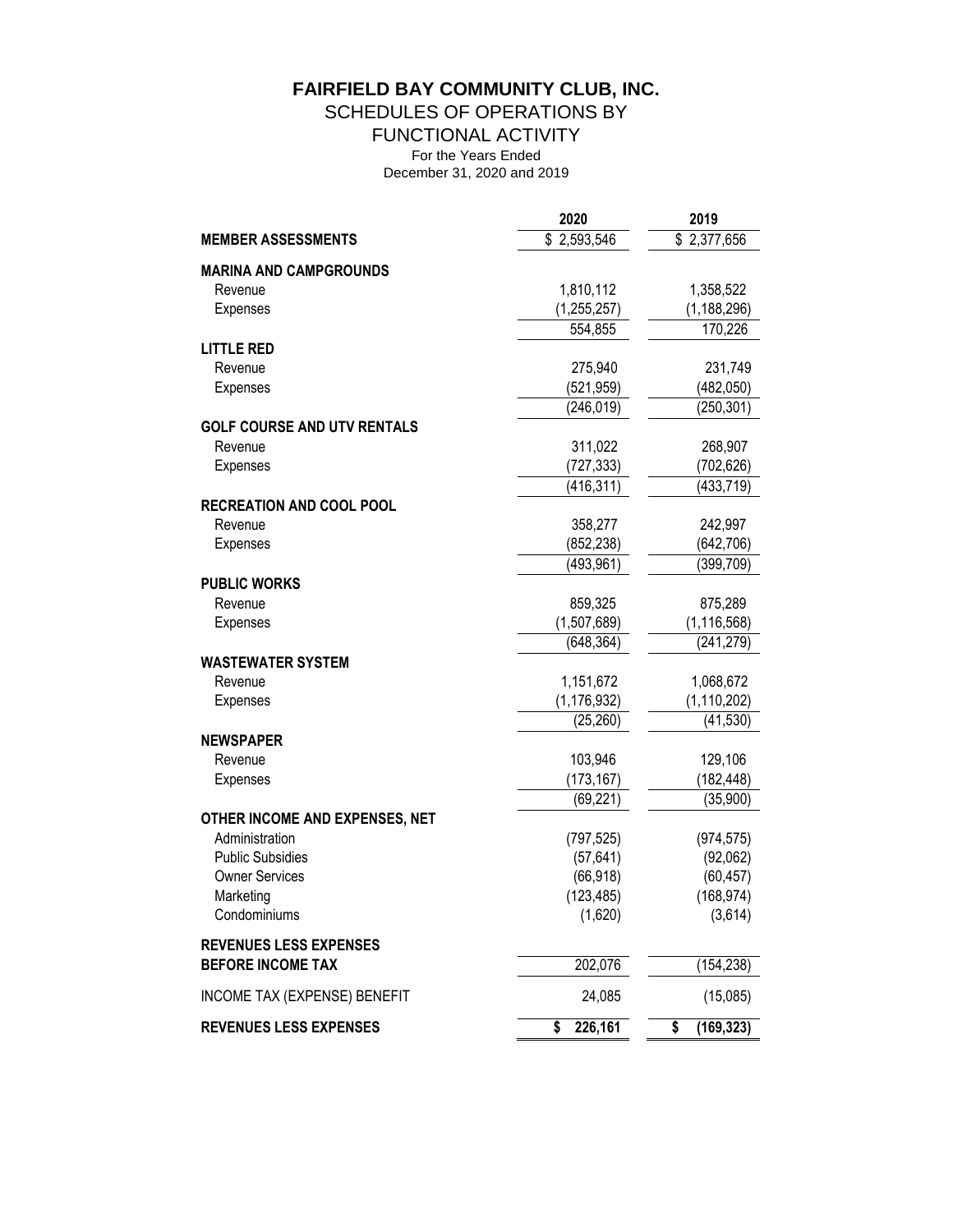# FAIRFIELD BAY COMMUNITY CLUB, INC.

## SCHEDULES OF OPERATIONS BY FUNCTIONAL ACTIVITY

For the Years Ended
December 31, 2020 and 2019

| | 2020 | 2019 |
|---|---|---|
| **MEMBER ASSESSMENTS** | $ 2,593,546 | $ 2,377,656 |
| **MARINA AND CAMPGROUNDS** | | |
| Revenue | 1,810,112 | 1,358,522 |
| Expenses | (1,255,257) | (1,188,296) |
| | 554,855 | 170,226 |
| **LITTLE RED** | | |
| Revenue | 275,940 | 231,749 |
| Expenses | (521,959) | (482,050) |
| | (246,019) | (250,301) |
| **GOLF COURSE AND UTV RENTALS** | | |
| Revenue | 311,022 | 268,907 |
| Expenses | (727,333) | (702,626) |
| | (416,311) | (433,719) |
| **RECREATION AND COOL POOL** | | |
| Revenue | 358,277 | 242,997 |
| Expenses | (852,238) | (642,706) |
| | (493,961) | (399,709) |
| **PUBLIC WORKS** | | |
| Revenue | 859,325 | 875,289 |
| Expenses | (1,507,689) | (1,116,568) |
| | (648,364) | (241,279) |
| **WASTEWATER SYSTEM** | | |
| Revenue | 1,151,672 | 1,068,672 |
| Expenses | (1,176,932) | (1,110,202) |
| | (25,260) | (41,530) |
| **NEWSPAPER** | | |
| Revenue | 103,946 | 129,106 |
| Expenses | (173,167) | (182,448) |
| | (69,221) | (35,900) |
| **OTHER INCOME AND EXPENSES, NET** | | |
| Administration | (797,525) | (974,575) |
| Public Subsidies | (57,641) | (92,062) |
| Owner Services | (66,918) | (60,457) |
| Marketing | (123,485) | (168,974) |
| Condominiums | (1,620) | (3,614) |
| **REVENUES LESS EXPENSES BEFORE INCOME TAX** | 202,076 | (154,238) |
| INCOME TAX (EXPENSE) BENEFIT | 24,085 | (15,085) |
| **REVENUES LESS EXPENSES** | **$ 226,161** | **$ (169,323)** |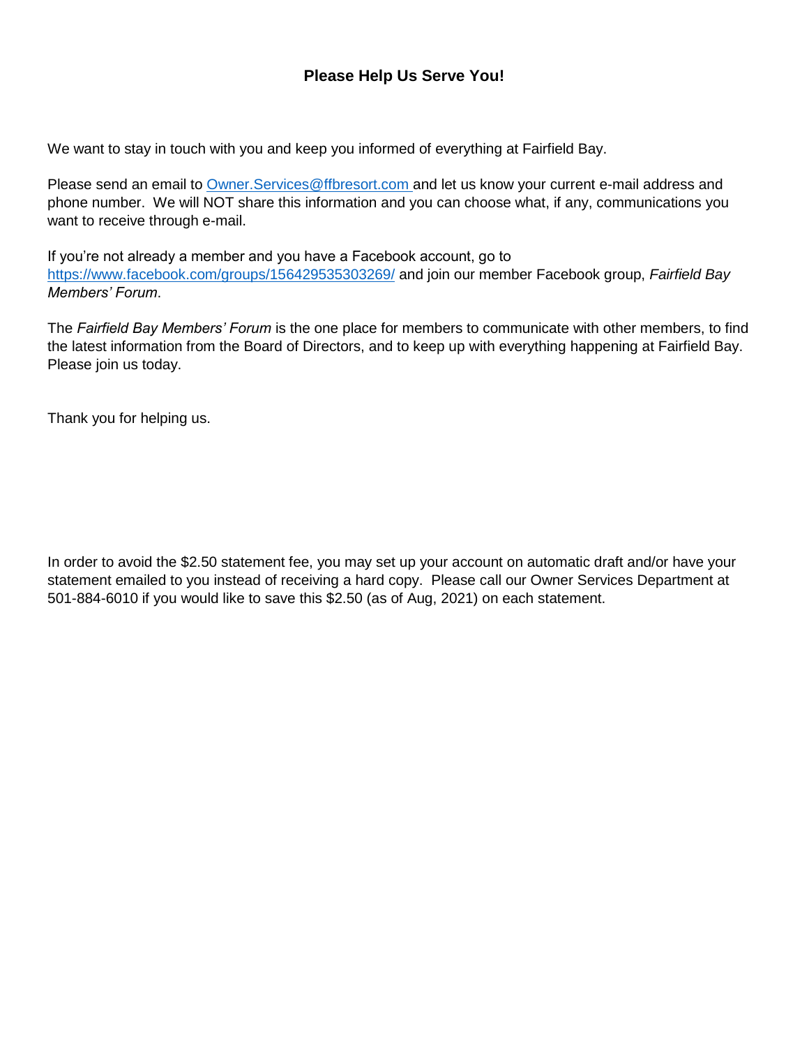## Please Help Us Serve You!

We want to stay in touch with you and keep you informed of everything at Fairfield Bay.

Please send an email to Owner.Services@ffbresort.com and let us know your current e-mail address and phone number. We will NOT share this information and you can choose what, if any, communications you want to receive through e-mail.

If you're not already a member and you have a Facebook account, go to https://www.facebook.com/groups/156429535303269/ and join our member Facebook group, *Fairfield Bay Members' Forum*.

The *Fairfield Bay Members' Forum* is the one place for members to communicate with other members, to find the latest information from the Board of Directors, and to keep up with everything happening at Fairfield Bay. Please join us today.

Thank you for helping us.

In order to avoid the $2.50 statement fee, you may set up your account on automatic draft and/or have your statement emailed to you instead of receiving a hard copy. Please call our Owner Services Department at 501-884-6010 if you would like to save this $2.50 (as of Aug, 2021) on each statement.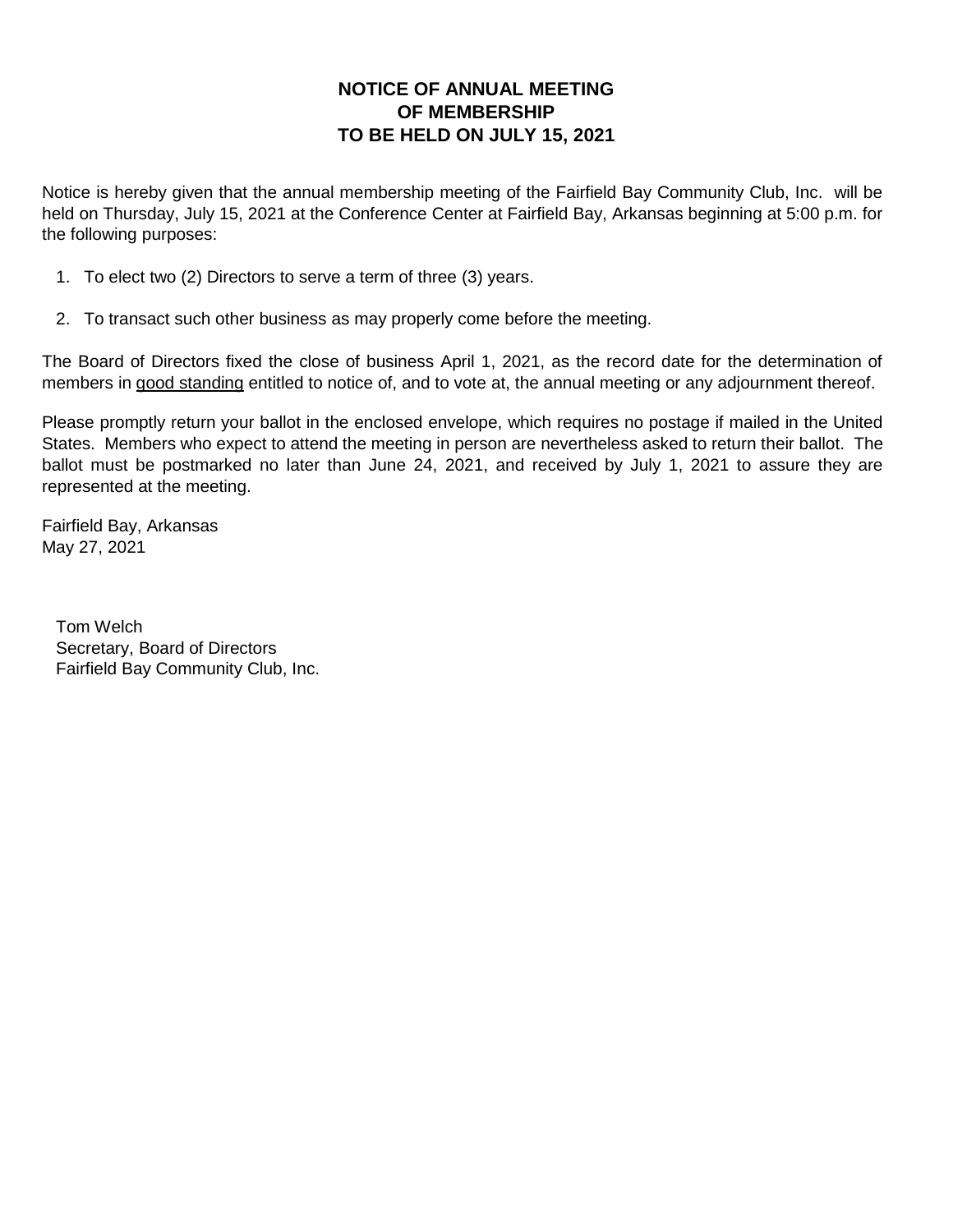# NOTICE OF ANNUAL MEETING OF MEMBERSHIP TO BE HELD ON JULY 15, 2021

Notice is hereby given that the annual membership meeting of the Fairfield Bay Community Club, Inc. will be held on Thursday, July 15, 2021 at the Conference Center at Fairfield Bay, Arkansas beginning at 5:00 p.m. for the following purposes:

1. To elect two (2) Directors to serve a term of three (3) years.
2. To transact such other business as may properly come before the meeting.

The Board of Directors fixed the close of business April 1, 2021, as the record date for the determination of members in <u>good standing</u> entitled to notice of, and to vote at, the annual meeting or any adjournment thereof.

Please promptly return your ballot in the enclosed envelope, which requires no postage if mailed in the United States. Members who expect to attend the meeting in person are nevertheless asked to return their ballot. The ballot must be postmarked no later than June 24, 2021, and received by July 1, 2021 to assure they are represented at the meeting.

Fairfield Bay, Arkansas
May 27, 2021

Tom Welch
Secretary, Board of Directors
Fairfield Bay Community Club, Inc.